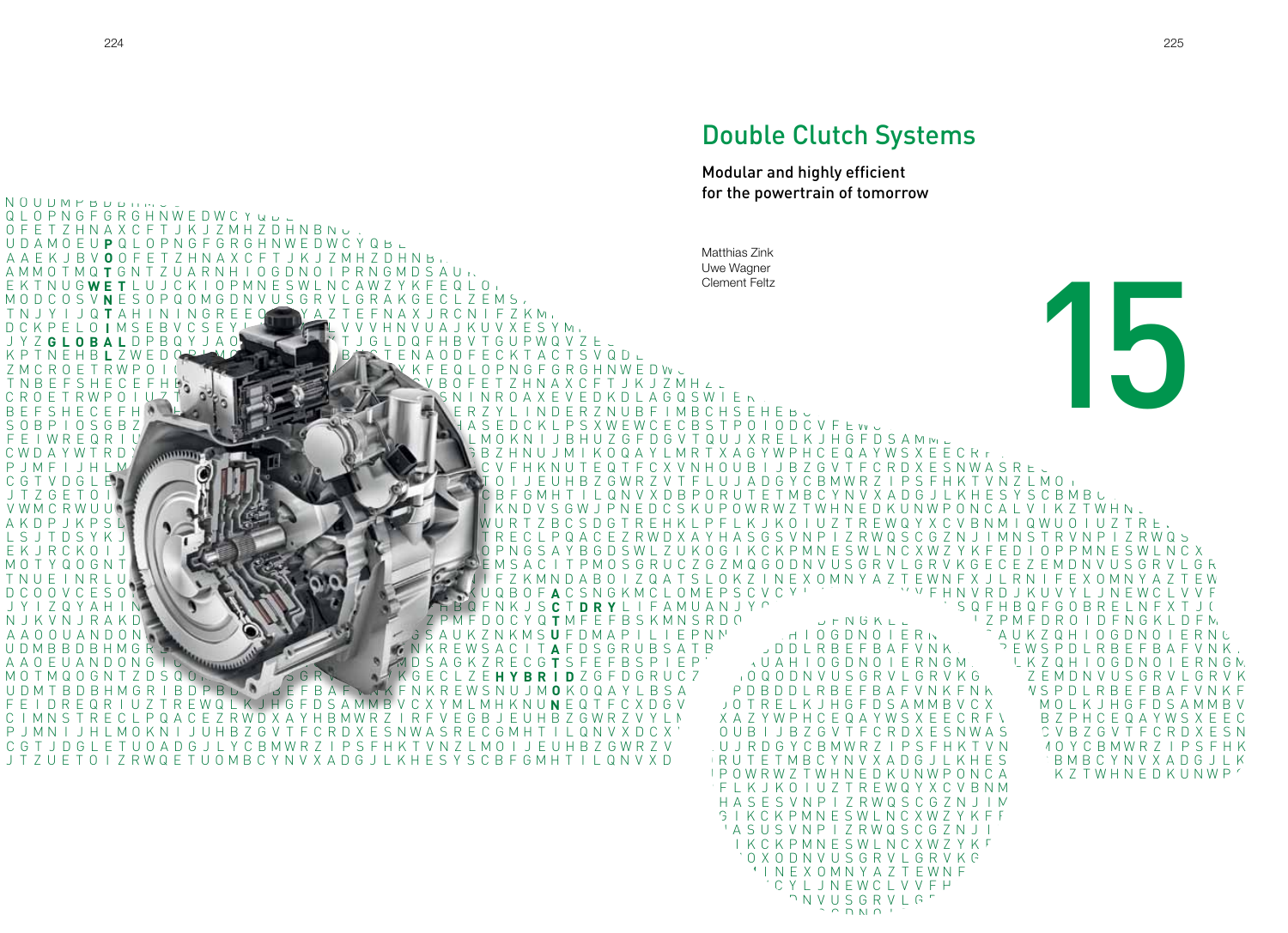# Double Clutch Systems

## Modular and highly efficient for the powertrain of tomorrow

Matthias Zink
Uwe Wagner
Clement Feltz

15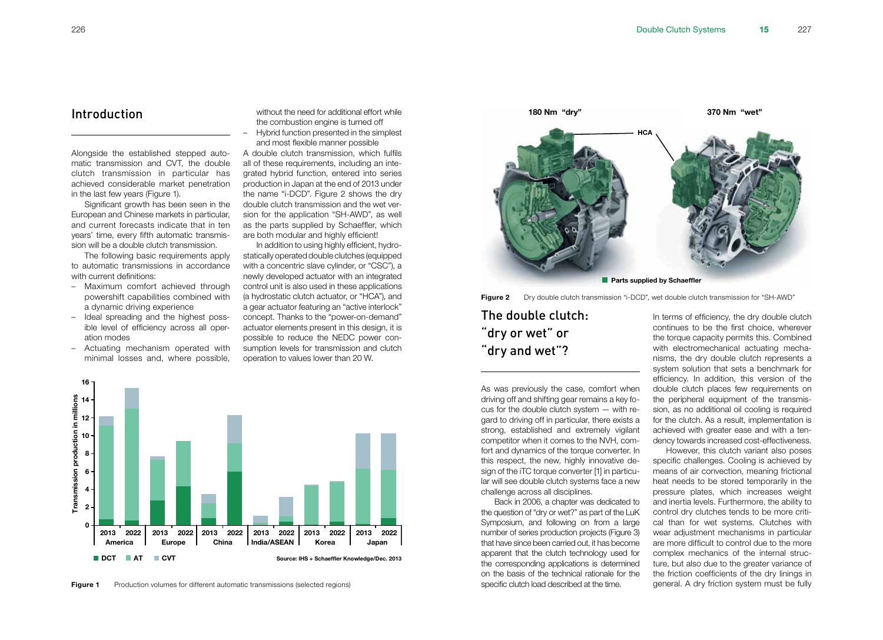## Introduction

Alongside the established stepped automatic transmission and CVT, the double clutch transmission in particular has achieved considerable market penetration in the last few years (Figure 1).

Significant growth has been seen in the European and Chinese markets in particular, and current forecasts indicate that in ten years' time, every fifth automatic transmission will be a double clutch transmission.

The following basic requirements apply to automatic transmissions in accordance with current definitions:

- Maximum comfort achieved through powershift capabilities combined with a dynamic driving experience
- Ideal spreading and the highest possible level of efficiency across all operation modes
- Actuating mechanism operated with minimal losses and, where possible, without the need for additional effort while the combustion engine is turned off
- Hybrid function presented in the simplest and most flexible manner possible

A double clutch transmission, which fulfils all of these requirements, including an integrated hybrid function, entered into series production in Japan at the end of 2013 under the name "i-DCD". Figure 2 shows the dry double clutch transmission and the wet version for the application "SH-AWD", as well as the parts supplied by Schaeffler, which are both modular and highly efficient!

In addition to using highly efficient, hydrostatically operated double clutches (equipped with a concentric slave cylinder, or "CSC"), a newly developed actuator with an integrated control unit is also used in these applications (a hydrostatic clutch actuator, or "HCA"), and a gear actuator featuring an "active interlock" concept. Thanks to the "power-on-demand" actuator elements present in this design, it is possible to reduce the NEDC power consumption levels for transmission and clutch operation to values lower than 20 W.

**Figure 1** Production volumes for different automatic transmissions (selected regions)

**Figure 2** Dry double clutch transmission "i-DCD", wet double clutch transmission for "SH-AWD"

## The double clutch: "dry or wet" or "dry and wet"?

As was previously the case, comfort when driving off and shifting gear remains a key focus for the double clutch system — with regard to driving off in particular, there exists a strong, established and extremely vigilant competitor when it comes to the NVH, comfort and dynamics of the torque converter. In this respect, the new, highly innovative design of the iTC torque converter [1] in particular will see double clutch systems face a new challenge across all disciplines.

Back in 2006, a chapter was dedicated to the question of "dry or wet?" as part of the LuK Symposium, and following on from a large number of series production projects (Figure 3) that have since been carried out, it has become apparent that the clutch technology used for the corresponding applications is determined on the basis of the technical rationale for the specific clutch load described at the time.

In terms of efficiency, the dry double clutch continues to be the first choice, wherever the torque capacity permits this. Combined with electromechanical actuating mechanisms, the dry double clutch represents a system solution that sets a benchmark for efficiency. In addition, this version of the double clutch places few requirements on the peripheral equipment of the transmission, as no additional oil cooling is required for the clutch. As a result, implementation is achieved with greater ease and with a tendency towards increased cost-effectiveness.

However, this clutch variant also poses specific challenges. Cooling is achieved by means of air convection, meaning frictional heat needs to be stored temporarily in the pressure plates, which increases weight and inertia levels. Furthermore, the ability to control dry clutches tends to be more critical than for wet systems. Clutches with wear adjustment mechanisms in particular are more difficult to control due to the more complex mechanics of the internal structure, but also due to the greater variance of the friction coefficients of the dry linings in general. A dry friction system must be fully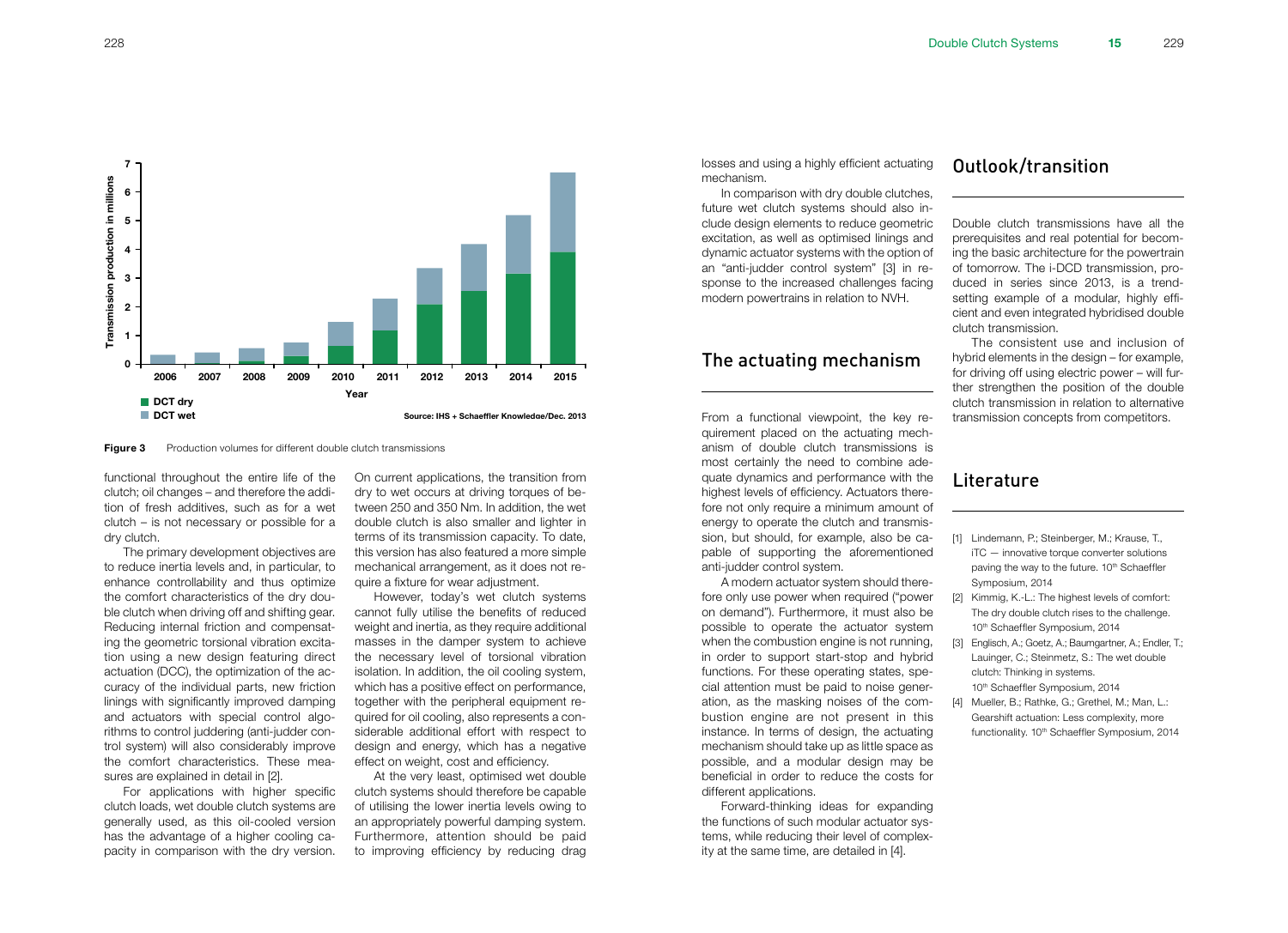7
6
5
4
3
2
1
0

Transmission production in millions

2006 2007 2008 2009 2010 2011 2012 2013 2014 2015

Year

DCT dry
DCT wet

Source: IHS + Schaeffler Knowledge/Dec. 2013

**Figure 3** Production volumes for different double clutch transmissions

functional throughout the entire life of the clutch; oil changes – and therefore the addition of fresh additives, such as for a wet clutch – is not necessary or possible for a dry clutch.

The primary development objectives are to reduce inertia levels and, in particular, to enhance controllability and thus optimize the comfort characteristics of the dry double clutch when driving off and shifting gear. Reducing internal friction and compensating the geometric torsional vibration excitation using a new design featuring direct actuation (DCC), the optimization of the accuracy of the individual parts, new friction linings with significantly improved damping and actuators with special control algorithms to control juddering (anti-judder control system) will also considerably improve the comfort characteristics. These measures are explained in detail in [2].

For applications with higher specific clutch loads, wet double clutch systems are generally used, as this oil-cooled version has the advantage of a higher cooling capacity in comparison with the dry version. On current applications, the transition from dry to wet occurs at driving torques of between 250 and 350 Nm. In addition, the wet double clutch is also smaller and lighter in terms of its transmission capacity. To date, this version has also featured a more simple mechanical arrangement, as it does not require a fixture for wear adjustment.

However, today's wet clutch systems cannot fully utilise the benefits of reduced weight and inertia, as they require additional masses in the damper system to achieve the necessary level of torsional vibration isolation. In addition, the oil cooling system, which has a positive effect on performance, together with the peripheral equipment required for oil cooling, also represents a considerable additional effort with respect to design and energy, which has a negative effect on weight, cost and efficiency.

At the very least, optimised wet double clutch systems should therefore be capable of utilising the lower inertia levels owing to an appropriately powerful damping system. Furthermore, attention should be paid to improving efficiency by reducing drag losses and using a highly efficient actuating mechanism.

In comparison with dry double clutches, future wet clutch systems should also include design elements to reduce geometric excitation, as well as optimised linings and dynamic actuator systems with the option of an "anti-judder control system" [3] in response to the increased challenges facing modern powertrains in relation to NVH.

## The actuating mechanism

From a functional viewpoint, the key requirement placed on the actuating mechanism of double clutch transmissions is most certainly the need to combine adequate dynamics and performance with the highest levels of efficiency. Actuators therefore not only require a minimum amount of energy to operate the clutch and transmission, but should, for example, also be capable of supporting the aforementioned anti-judder control system.

A modern actuator system should therefore only use power when required ("power on demand"). Furthermore, it must also be possible to operate the actuator system when the combustion engine is not running, in order to support start-stop and hybrid functions. For these operating states, special attention must be paid to noise generation, as the masking noises of the combustion engine are not present in this instance. In terms of design, the actuating mechanism should take up as little space as possible, and a modular design may be beneficial in order to reduce the costs for different applications.

Forward-thinking ideas for expanding the functions of such modular actuator systems, while reducing their level of complexity at the same time, are detailed in [4].

## Outlook/transition

Double clutch transmissions have all the prerequisites and real potential for becoming the basic architecture for the powertrain of tomorrow. The i-DCD transmission, produced in series since 2013, is a trendsetting example of a modular, highly efficient and even integrated hybridised double clutch transmission.

The consistent use and inclusion of hybrid elements in the design – for example, for driving off using electric power – will further strengthen the position of the double clutch transmission in relation to alternative transmission concepts from competitors.

## Literature

[1] Lindemann, P.; Steinberger, M.; Krause, T., iTC — innovative torque converter solutions paving the way to the future. 10th Schaeffler Symposium, 2014

[2] Kimmig, K.-L.: The highest levels of comfort: The dry double clutch rises to the challenge. 10th Schaeffler Symposium, 2014

[3] Englisch, A.; Goetz, A.; Baumgartner, A.; Endler, T.; Lauinger, C.; Steinmetz, S.: The wet double clutch: Thinking in systems. 10th Schaeffler Symposium, 2014

[4] Mueller, B.; Rathke, G.; Grethel, M.; Man, L.: Gearshift actuation: Less complexity, more functionality. 10th Schaeffler Symposium, 2014